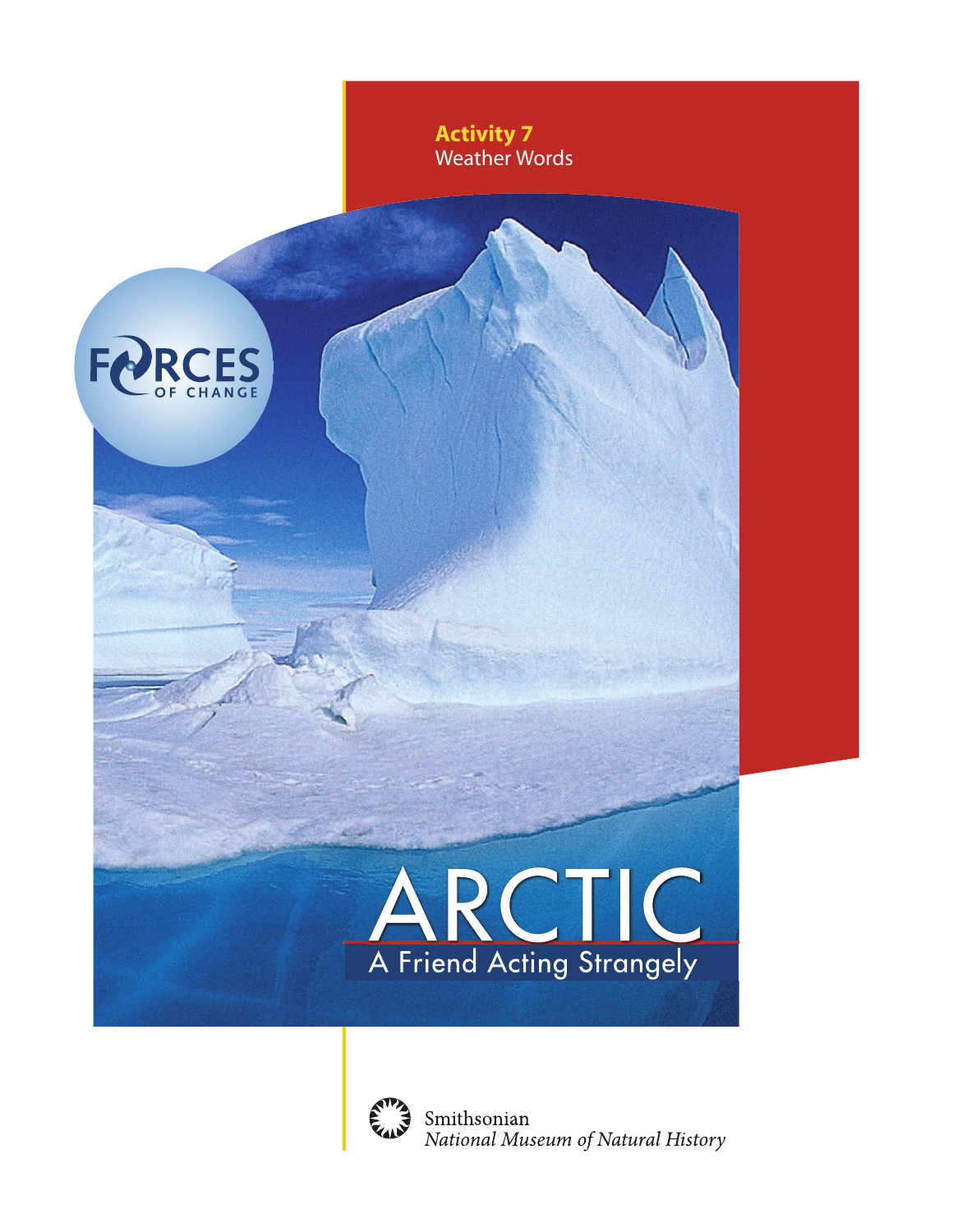**Activity 7**
Weather Words

FORCES OF CHANGE

# ARCTIC

## A Friend Acting Strangely

Smithsonian
*National Museum of Natural History*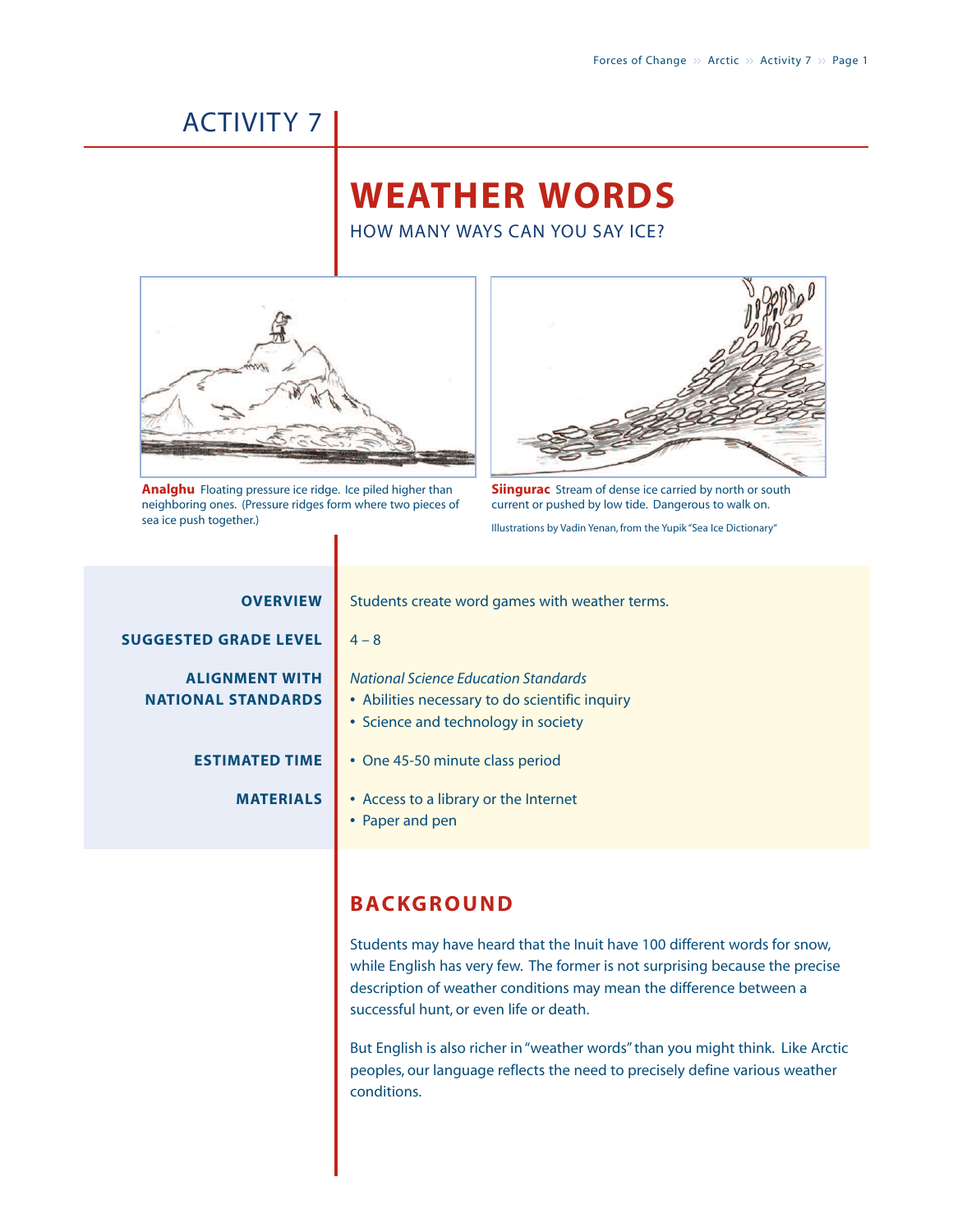# ACTIVITY 7

# WEATHER WORDS

## HOW MANY WAYS CAN YOU SAY ICE?

**Analghu** Floating pressure ice ridge. Ice piled higher than neighboring ones. (Pressure ridges form where two pieces of sea ice push together.)

**Siingurac** Stream of dense ice carried by north or south current or pushed by low tide. Dangerous to walk on.

Illustrations by Vadin Yenan, from the Yupik "Sea Ice Dictionary"

**OVERVIEW**
Students create word games with weather terms.

**SUGGESTED GRADE LEVEL**
4 – 8

**ALIGNMENT WITH NATIONAL STANDARDS**
*National Science Education Standards*
- Abilities necessary to do scientific inquiry
- Science and technology in society

**ESTIMATED TIME**
- One 45-50 minute class period

**MATERIALS**
- Access to a library or the Internet
- Paper and pen

## BACKGROUND

Students may have heard that the Inuit have 100 different words for snow, while English has very few. The former is not surprising because the precise description of weather conditions may mean the difference between a successful hunt, or even life or death.

But English is also richer in "weather words" than you might think. Like Arctic peoples, our language reflects the need to precisely define various weather conditions.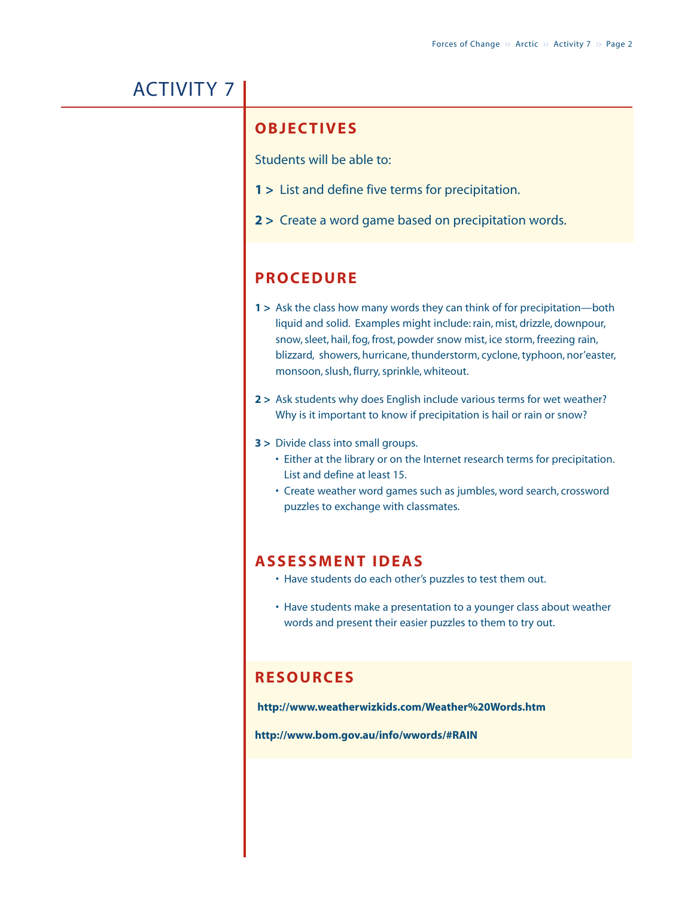# ACTIVITY 7

## OBJECTIVES

Students will be able to:

**1 >** List and define five terms for precipitation.

**2 >** Create a word game based on precipitation words.

## PROCEDURE

**1 >** Ask the class how many words they can think of for precipitation—both liquid and solid. Examples might include: rain, mist, drizzle, downpour, snow, sleet, hail, fog, frost, powder snow mist, ice storm, freezing rain, blizzard, showers, hurricane, thunderstorm, cyclone, typhoon, nor'easter, monsoon, slush, flurry, sprinkle, whiteout.

**2 >** Ask students why does English include various terms for wet weather? Why is it important to know if precipitation is hail or rain or snow?

**3 >** Divide class into small groups.

- Either at the library or on the Internet research terms for precipitation. List and define at least 15.
- Create weather word games such as jumbles, word search, crossword puzzles to exchange with classmates.

## ASSESSMENT IDEAS

- Have students do each other's puzzles to test them out.
- Have students make a presentation to a younger class about weather words and present their easier puzzles to them to try out.

## RESOURCES

**http://www.weatherwizkids.com/Weather%20Words.htm**

**http://www.bom.gov.au/info/wwords/#RAIN**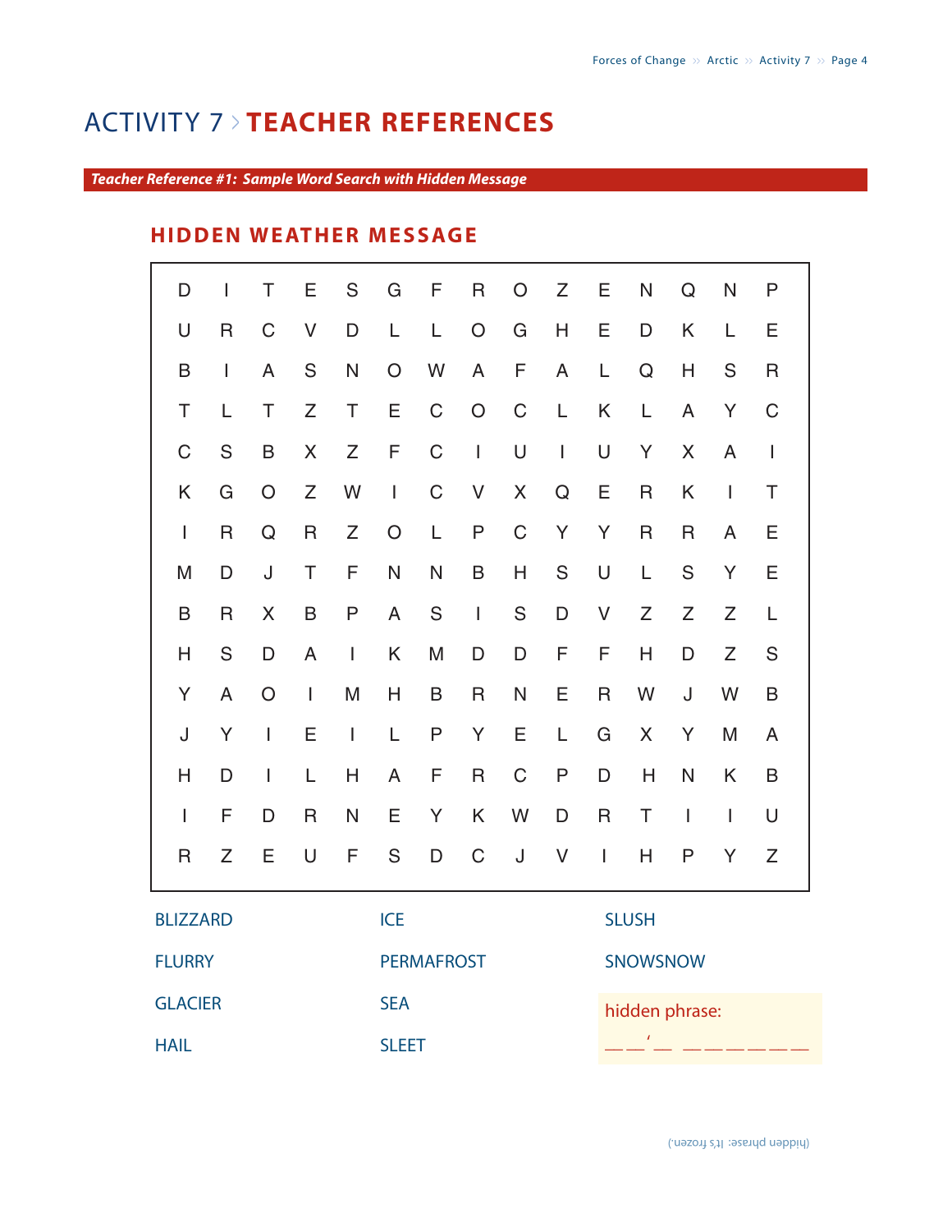# ACTIVITY 7 › TEACHER REFERENCES

***Teacher Reference #1: Sample Word Search with Hidden Message***

## HIDDEN WEATHER MESSAGE

| | | | | | | | | | | | | | | |
|---|---|---|---|---|---|---|---|---|---|---|---|---|---|---|
| D | I | T | E | S | G | F | R | O | Z | E | N | Q | N | P |
| U | R | C | V | D | L | L | O | G | H | E | D | K | L | E |
| B | I | A | S | N | O | W | A | F | A | L | Q | H | S | R |
| T | L | T | Z | T | E | C | O | C | L | K | L | A | Y | C |
| C | S | B | X | Z | F | C | I | U | I | U | Y | X | A | I |
| K | G | O | Z | W | I | C | V | X | Q | E | R | K | I | T |
| I | R | Q | R | Z | O | L | P | C | Y | Y | R | R | A | E |
| M | D | J | T | F | N | N | B | H | S | U | L | S | Y | E |
| B | R | X | B | P | A | S | I | S | D | V | Z | Z | Z | L |
| H | S | D | A | I | K | M | D | D | F | F | H | D | Z | S |
| Y | A | O | I | M | H | B | R | N | E | R | W | J | W | B |
| J | Y | I | E | I | L | P | Y | E | L | G | X | Y | M | A |
| H | D | I | L | H | A | F | R | C | P | D | H | N | K | B |
| I | F | D | R | N | E | Y | K | W | D | R | T | I | I | U |
| R | Z | E | U | F | S | D | C | J | V | I | H | P | Y | Z |

BLIZZARD

FLURRY

GLACIER

HAIL

ICE

PERMAFROST

SEA

SLEET

SLUSH

SNOWSNOW

hidden phrase:

_ _ ' _ _ _ _ _ _ _

(hidden phrase: It's frozen.)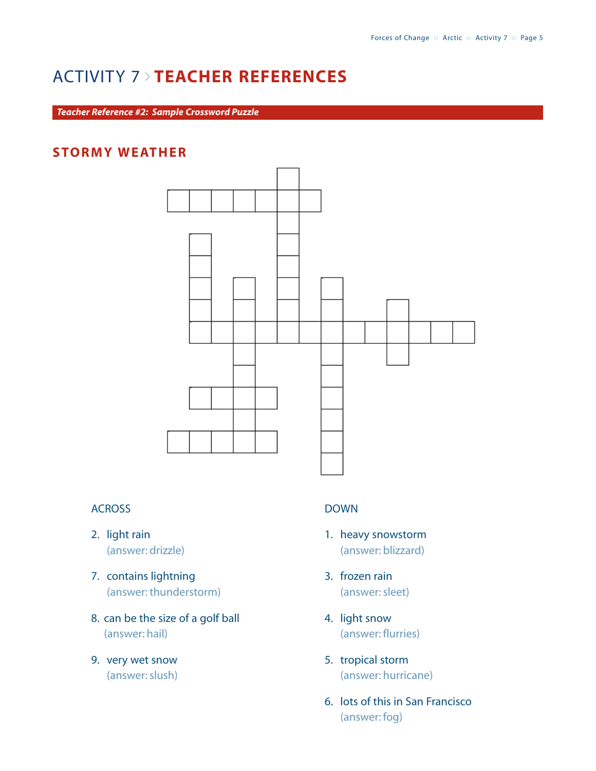# ACTIVITY 7 › TEACHER REFERENCES

***Teacher Reference #2: Sample Crossword Puzzle***

## STORMY WEATHER

ACROSS

2. light rain
   (answer: drizzle)

7. contains lightning
   (answer: thunderstorm)

8. can be the size of a golf ball
   (answer: hail)

9. very wet snow
   (answer: slush)

DOWN

1. heavy snowstorm
   (answer: blizzard)

3. frozen rain
   (answer: sleet)

4. light snow
   (answer: flurries)

5. tropical storm
   (answer: hurricane)

6. lots of this in San Francisco
   (answer: fog)